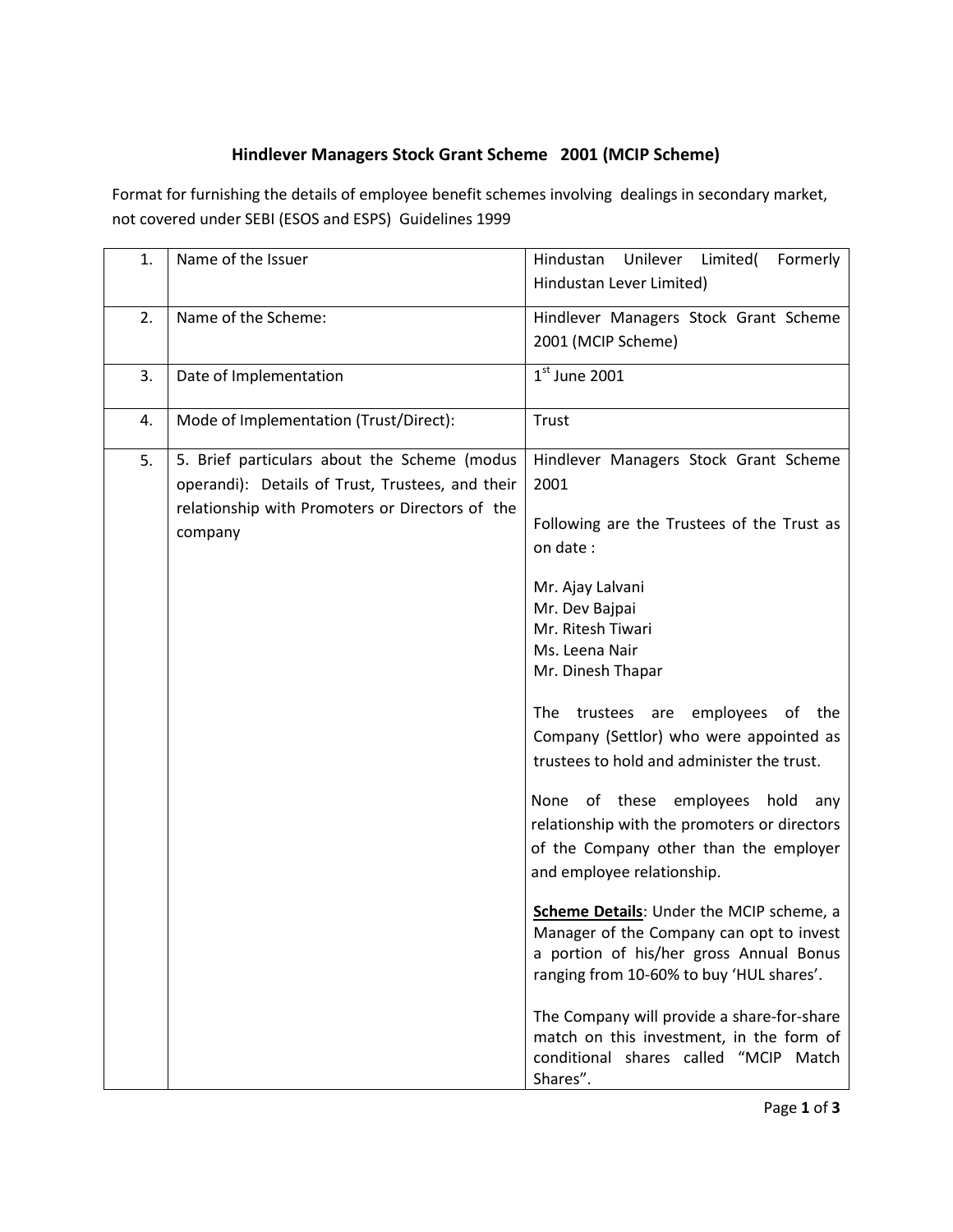# Hindlever Managers Stock Grant Scheme 2001 (MCIP Scheme)

Format for furnishing the details of employee benefit schemes involving dealings in secondary market, not covered under SEBI (ESOS and ESPS) Guidelines 1999

| | | |
|---|---|---|
| 1. | Name of the Issuer | Hindustan Unilever Limited( Formerly Hindustan Lever Limited) |
| 2. | Name of the Scheme: | Hindlever Managers Stock Grant Scheme 2001 (MCIP Scheme) |
| 3. | Date of Implementation | 1st June 2001 |
| 4. | Mode of Implementation (Trust/Direct): | Trust |
| 5. | 5. Brief particulars about the Scheme (modus operandi): Details of Trust, Trustees, and their relationship with Promoters or Directors of the company | Hindlever Managers Stock Grant Scheme 2001<br><br>Following are the Trustees of the Trust as on date :<br><br>Mr. Ajay Lalvani<br>Mr. Dev Bajpai<br>Mr. Ritesh Tiwari<br>Ms. Leena Nair<br>Mr. Dinesh Thapar<br><br>The trustees are employees of the Company (Settlor) who were appointed as trustees to hold and administer the trust.<br><br>None of these employees hold any relationship with the promoters or directors of the Company other than the employer and employee relationship.<br><br>**Scheme Details**: Under the MCIP scheme, a Manager of the Company can opt to invest a portion of his/her gross Annual Bonus ranging from 10-60% to buy 'HUL shares'.<br><br>The Company will provide a share-for-share match on this investment, in the form of conditional shares called "MCIP Match Shares". |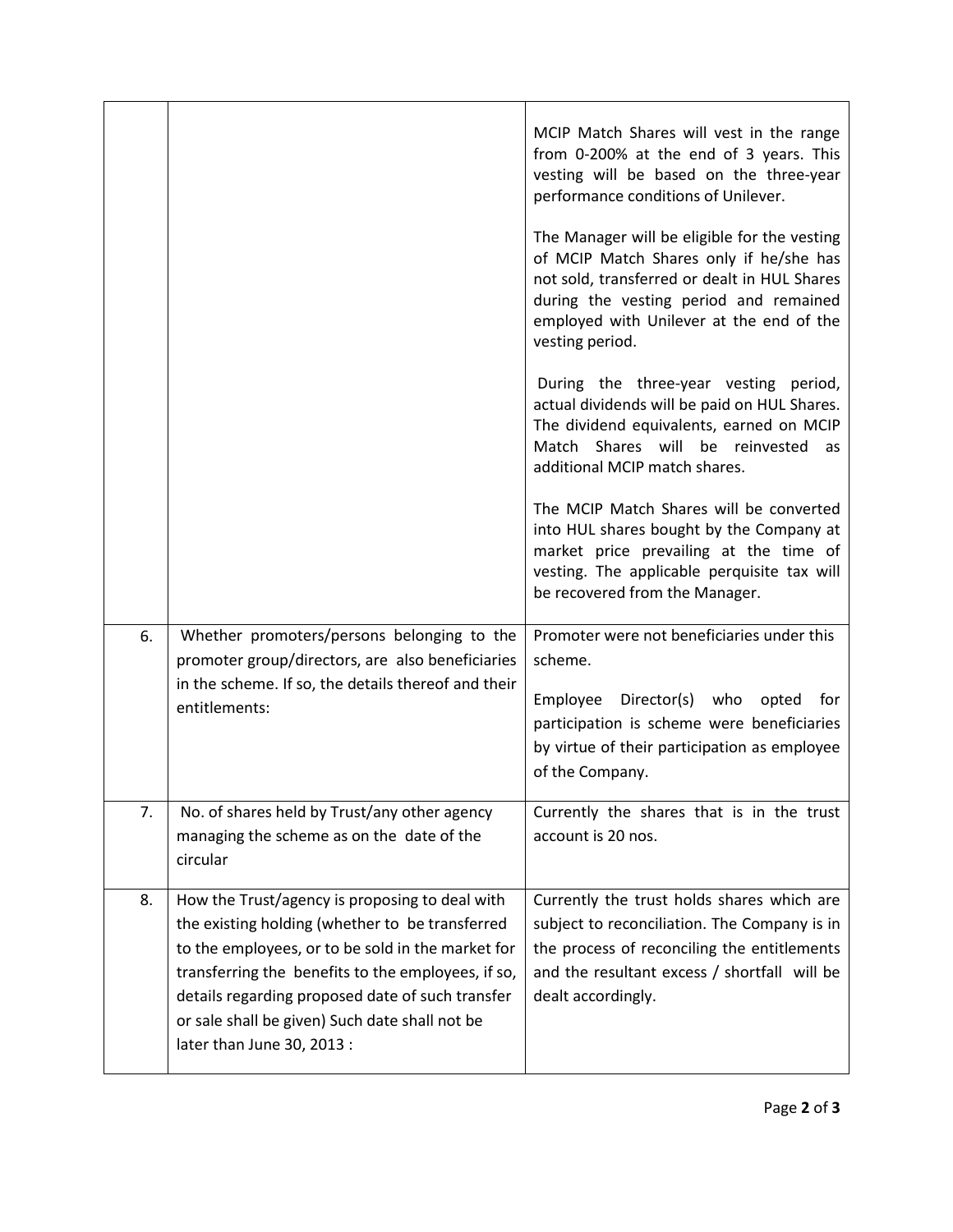| | | |
|---|---|---|
| | | MCIP Match Shares will vest in the range from 0-200% at the end of 3 years. This vesting will be based on the three-year performance conditions of Unilever.<br><br>The Manager will be eligible for the vesting of MCIP Match Shares only if he/she has not sold, transferred or dealt in HUL Shares during the vesting period and remained employed with Unilever at the end of the vesting period.<br><br>During the three-year vesting period, actual dividends will be paid on HUL Shares. The dividend equivalents, earned on MCIP Match Shares will be reinvested as additional MCIP match shares.<br><br>The MCIP Match Shares will be converted into HUL shares bought by the Company at market price prevailing at the time of vesting. The applicable perquisite tax will be recovered from the Manager. |
| 6. | Whether promoters/persons belonging to the promoter group/directors, are also beneficiaries in the scheme. If so, the details thereof and their entitlements: | Promoter were not beneficiaries under this scheme.<br><br>Employee Director(s) who opted for participation is scheme were beneficiaries by virtue of their participation as employee of the Company. |
| 7. | No. of shares held by Trust/any other agency managing the scheme as on the date of the circular | Currently the shares that is in the trust account is 20 nos. |
| 8. | How the Trust/agency is proposing to deal with the existing holding (whether to be transferred to the employees, or to be sold in the market for transferring the benefits to the employees, if so, details regarding proposed date of such transfer or sale shall be given) Such date shall not be later than June 30, 2013 : | Currently the trust holds shares which are subject to reconciliation. The Company is in the process of reconciling the entitlements and the resultant excess / shortfall will be dealt accordingly. |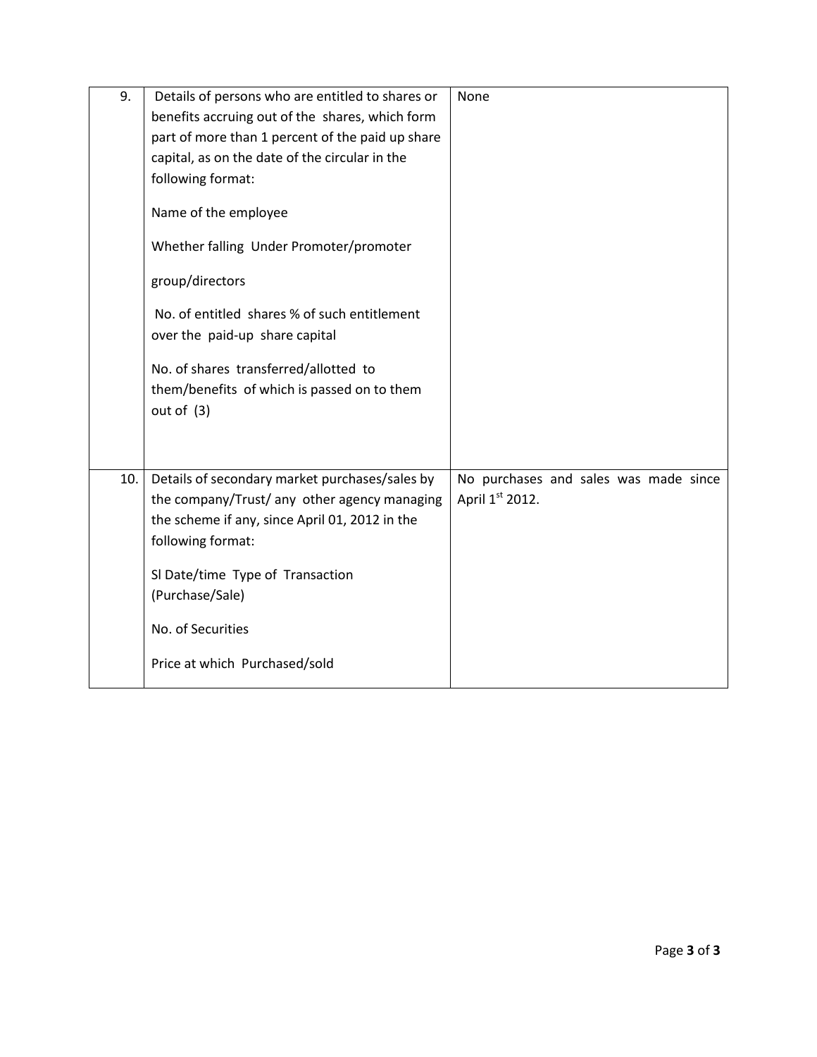| | | |
|---|---|---|
| 9. | Details of persons who are entitled to shares or benefits accruing out of the shares, which form part of more than 1 percent of the paid up share capital, as on the date of the circular in the following format:<br><br>Name of the employee<br><br>Whether falling Under Promoter/promoter<br><br>group/directors<br><br>No. of entitled shares % of such entitlement over the paid-up share capital<br><br>No. of shares transferred/allotted to them/benefits of which is passed on to them out of (3) | None |
| 10. | Details of secondary market purchases/sales by the company/Trust/ any other agency managing the scheme if any, since April 01, 2012 in the following format:<br><br>Sl Date/time Type of Transaction (Purchase/Sale)<br><br>No. of Securities<br><br>Price at which Purchased/sold | No purchases and sales was made since April 1st 2012. |